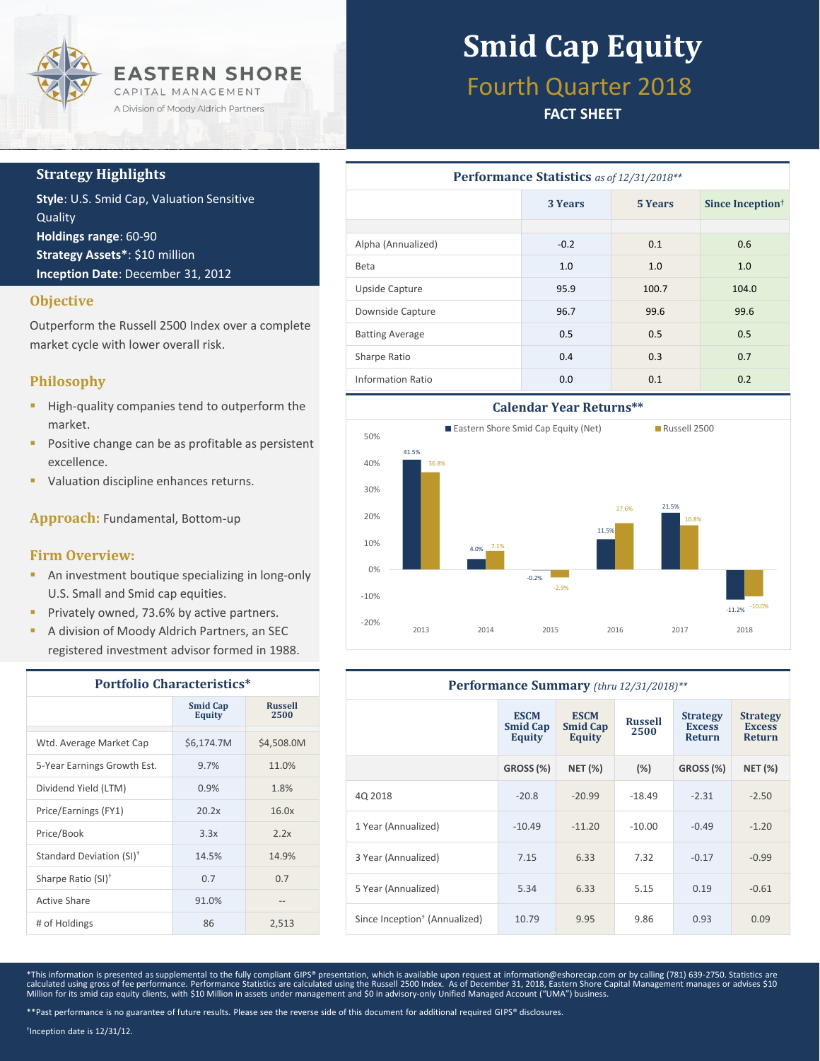EASTERN SHORE
CAPITAL MANAGEMENT
A Division of Moody Aldrich Partners

# Smid Cap Equity

## Fourth Quarter 2018

**FACT SHEET**

### Strategy Highlights

**Style**: U.S. Smid Cap, Valuation Sensitive Quality
**Holdings range**: 60-90
**Strategy Assets***: $10 million
**Inception Date**: December 31, 2012

### Objective

Outperform the Russell 2500 Index over a complete market cycle with lower overall risk.

### Philosophy

- High-quality companies tend to outperform the market.
- Positive change can be as profitable as persistent excellence.
- Valuation discipline enhances returns.

### Approach: Fundamental, Bottom-up

### Firm Overview:

- An investment boutique specializing in long-only U.S. Small and Smid cap equities.
- Privately owned, 73.6% by active partners.
- A division of Moody Aldrich Partners, an SEC registered investment advisor formed in 1988.

### Portfolio Characteristics*

| | Smid Cap Equity | Russell 2500 |
|---|---|---|
| Wtd. Average Market Cap | $6,174.7M | $4,508.0M |
| 5-Year Earnings Growth Est. | 9.7% | 11.0% |
| Dividend Yield (LTM) | 0.9% | 1.8% |
| Price/Earnings (FY1) | 20.2x | 16.0x |
| Price/Book | 3.3x | 2.2x |
| Standard Deviation (SI)† | 14.5% | 14.9% |
| Sharpe Ratio (SI)† | 0.7 | 0.7 |
| Active Share | 91.0% | -- |
| # of Holdings | 86 | 2,513 |

### Performance Statistics *as of 12/31/2018***

| | 3 Years | 5 Years | Since Inception† |
|---|---|---|---|
| Alpha (Annualized) | -0.2 | 0.1 | 0.6 |
| Beta | 1.0 | 1.0 | 1.0 |
| Upside Capture | 95.9 | 100.7 | 104.0 |
| Downside Capture | 96.7 | 99.6 | 99.6 |
| Batting Average | 0.5 | 0.5 | 0.5 |
| Sharpe Ratio | 0.4 | 0.3 | 0.7 |
| Information Ratio | 0.0 | 0.1 | 0.2 |

### Calendar Year Returns**

| Year | Eastern Shore Smid Cap Equity (Net) | Russell 2500 |
|---|---|---|
| 2013 | 41.5% | 36.8% |
| 2014 | 4.0% | 7.1% |
| 2015 | -0.2% | -2.9% |
| 2016 | 11.5% | 17.6% |
| 2017 | 21.5% | 16.8% |
| 2018 | -11.2% | -10.0% |

### Performance Summary *(thru 12/31/2018)***

| | ESCM Smid Cap Equity | ESCM Smid Cap Equity | Russell 2500 | Strategy Excess Return | Strategy Excess Return |
|---|---|---|---|---|---|
| | GROSS (%) | NET (%) | (%) | GROSS (%) | NET (%) |
| 4Q 2018 | -20.8 | -20.99 | -18.49 | -2.31 | -2.50 |
| 1 Year (Annualized) | -10.49 | -11.20 | -10.00 | -0.49 | -1.20 |
| 3 Year (Annualized) | 7.15 | 6.33 | 7.32 | -0.17 | -0.99 |
| 5 Year (Annualized) | 5.34 | 6.33 | 5.15 | 0.19 | -0.61 |
| Since Inception† (Annualized) | 10.79 | 9.95 | 9.86 | 0.93 | 0.09 |

*This information is presented as supplemental to the fully compliant GIPS® presentation, which is available upon request at information@eshorecap.com or by calling (781) 639-2750. Statistics are calculated using gross of fee performance. Performance Statistics are calculated using the Russell 2500 Index. As of December 31, 2018, Eastern Shore Capital Management manages or advises $10 Million for its smid cap equity clients, with $10 Million in assets under management and $0 in advisory-only Unified Managed Account ("UMA") business.

**Past performance is no guarantee of future results. Please see the reverse side of this document for additional required GIPS® disclosures.

†Inception date is 12/31/12.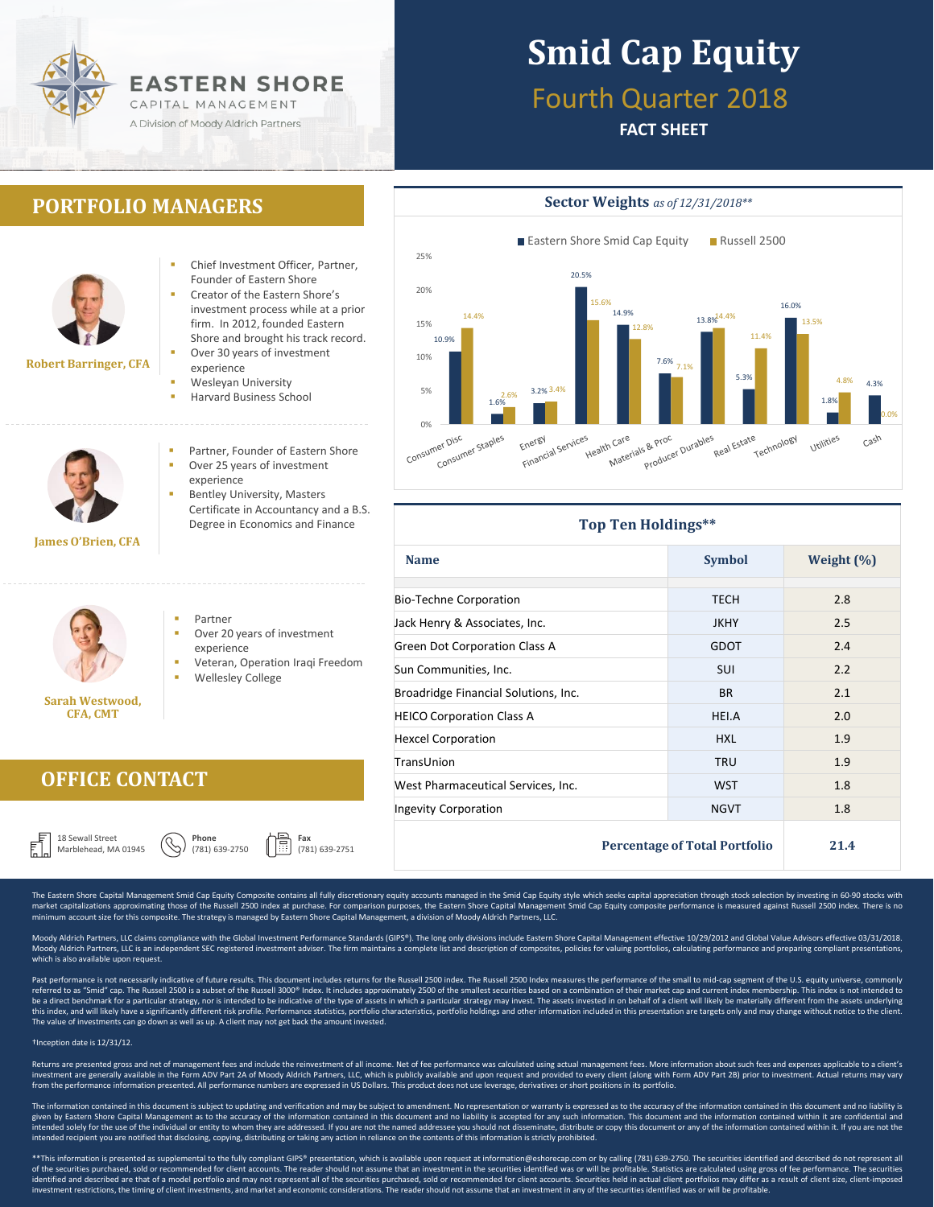EASTERN SHORE
CAPITAL MANAGEMENT
A Division of Moody Aldrich Partners

# Smid Cap Equity

## Fourth Quarter 2018

**FACT SHEET**

## PORTFOLIO MANAGERS

**Robert Barringer, CFA**

- Chief Investment Officer, Partner, Founder of Eastern Shore
- Creator of the Eastern Shore's investment process while at a prior firm. In 2012, founded Eastern Shore and brought his track record.
- Over 30 years of investment experience
- Wesleyan University
- Harvard Business School

**James O'Brien, CFA**

- Partner, Founder of Eastern Shore
- Over 25 years of investment experience
- Bentley University, Masters Certificate in Accountancy and a B.S. Degree in Economics and Finance

**Sarah Westwood, CFA, CMT**

- Partner
- Over 20 years of investment experience
- Veteran, Operation Iraqi Freedom
- Wellesley College

## OFFICE CONTACT

18 Sewall Street
Marblehead, MA 01945

**Phone**
(781) 639-2750

**Fax**
(781) 639-2751

### Sector Weights *as of 12/31/2018***

Eastern Shore Smid Cap Equity
Russell 2500

25%
20%
15%
10%
5%
0%

Consumer Disc 10.9% 14.4%
Consumer Staples 1.6% 2.6%
Energy 3.2% 3.4%
Financial Services 20.5% 15.6%
Health Care 14.9% 12.8%
Materials & Proc 7.6% 7.1%
Producer Durables 13.8% 14.4%
Real Estate 5.3% 11.4%
Technology 16.0% 13.5%
Utilities 1.8% 4.8%
Cash 4.3% 0.0%

### Top Ten Holdings**

| Name | Symbol | Weight (%) |
|---|---|---|
| Bio-Techne Corporation | TECH | 2.8 |
| Jack Henry & Associates, Inc. | JKHY | 2.5 |
| Green Dot Corporation Class A | GDOT | 2.4 |
| Sun Communities, Inc. | SUI | 2.2 |
| Broadridge Financial Solutions, Inc. | BR | 2.1 |
| HEICO Corporation Class A | HEI.A | 2.0 |
| Hexcel Corporation | HXL | 1.9 |
| TransUnion | TRU | 1.9 |
| West Pharmaceutical Services, Inc. | WST | 1.8 |
| Ingevity Corporation | NGVT | 1.8 |
| **Percentage of Total Portfolio** | | **21.4** |

The Eastern Shore Capital Management Smid Cap Equity Composite contains all fully discretionary equity accounts managed in the Smid Cap Equity style which seeks capital appreciation through stock selection by investing in 60-90 stocks with market capitalizations approximating those of the Russell 2500 index at purchase. For comparison purposes, the Eastern Shore Capital Management Smid Cap Equity composite performance is measured against Russell 2500 index. There is no minimum account size for this composite. The strategy is managed by Eastern Shore Capital Management, a division of Moody Aldrich Partners, LLC.

Moody Aldrich Partners, LLC claims compliance with the Global Investment Performance Standards (GIPS®). The long only divisions include Eastern Shore Capital Management effective 10/29/2012 and Global Value Advisors effective 03/31/2018. Moody Aldrich Partners, LLC is an independent SEC registered investment adviser. The firm maintains a complete list and description of composites, policies for valuing portfolios, calculating performance and preparing compliant presentations, which is also available upon request.

Past performance is not necessarily indicative of future results. This document includes returns for the Russell 2500 index. The Russell 2500 Index measures the performance of the small to mid-cap segment of the U.S. equity universe, commonly referred to as "Smid" cap. The Russell 2500 is a subset of the Russell 3000® Index. It includes approximately 2500 of the smallest securities based on a combination of their market cap and current index membership. This index is not intended to be a direct benchmark for a particular strategy, nor is intended to be indicative of the type of assets in which a particular strategy may invest. The assets invested in on behalf of a client will likely be materially different from the assets underlying this index, and will likely have a significantly different risk profile. Performance statistics, portfolio characteristics, portfolio holdings and other information included in this presentation are targets only and may change without notice to the client. The value of investments can go down as well as up. A client may not get back the amount invested.

†Inception date is 12/31/12.

Returns are presented gross and net of management fees and include the reinvestment of all income. Net of fee performance was calculated using actual management fees. More information about such fees and expenses applicable to a client's investment are generally available in the Form ADV Part 2A of Moody Aldrich Partners, LLC, which is publicly available and upon request and provided to every client (along with Form ADV Part 2B) prior to investment. Actual returns may vary from the performance information presented. All performance numbers are expressed in US Dollars. This product does not use leverage, derivatives or short positions in its portfolio.

The information contained in this document is subject to updating and verification and may be subject to amendment. No representation or warranty is expressed as to the accuracy of the information contained in this document and no liability is given by Eastern Shore Capital Management as to the accuracy of the information contained in this document and no liability is accepted for any such information. This document and the information contained within it are confidential and intended solely for the use of the individual or entity to whom they are addressed. If you are not the named addressee you should not disseminate, distribute or copy this document or any of the information contained within it. If you are not the intended recipient you are notified that disclosing, copying, distributing or taking any action in reliance on the contents of this information is strictly prohibited.

**This information is presented as supplemental to the fully compliant GIPS® presentation, which is available upon request at information@eshorecap.com or by calling (781) 639-2750. The securities identified and described do not represent all of the securities purchased, sold or recommended for client accounts. The reader should not assume that an investment in the securities identified was or will be profitable. Statistics are calculated using gross of fee performance. The securities identified and described are that of a model portfolio and may not represent all of the securities purchased, sold or recommended for client accounts. Securities held in actual client portfolios may differ as a result of client size, client-imposed investment restrictions, the timing of client investments, and market and economic considerations. The reader should not assume that an investment in any of the securities identified was or will be profitable.